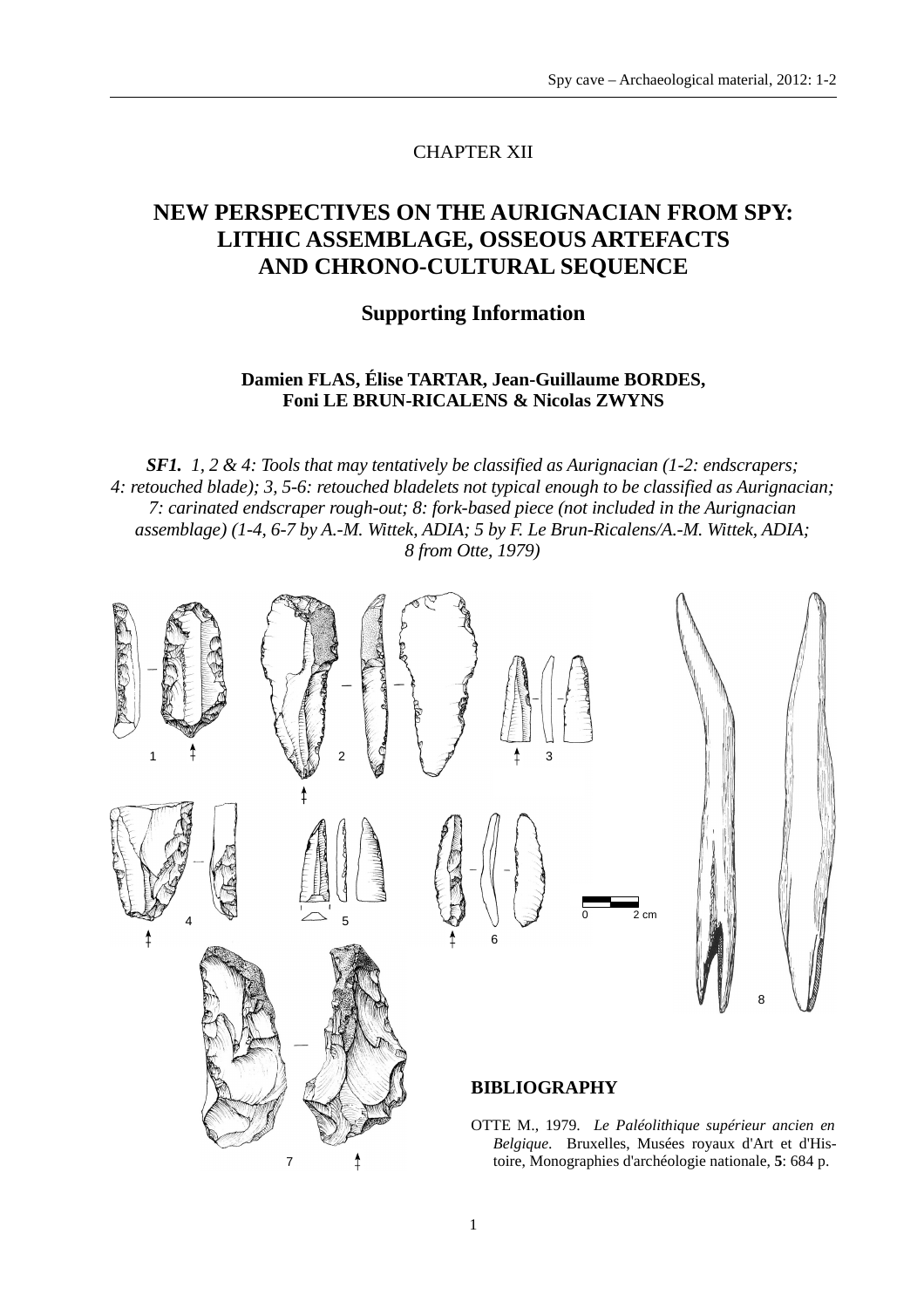CHAPTER XII

# NEW PERSPECTIVES ON THE AURIGNACIAN FROM SPY: LITHIC ASSEMBLAGE, OSSEOUS ARTEFACTS AND CHRONO-CULTURAL SEQUENCE

## Supporting Information

**Damien FLAS, Élise TARTAR, Jean-Guillaume BORDES, Foni LE BRUN-RICALENS & Nicolas ZWYNS**

***SF1.*** *1, 2 & 4: Tools that may tentatively be classified as Aurignacian (1-2: endscrapers; 4: retouched blade); 3, 5-6: retouched bladelets not typical enough to be classified as Aurignacian; 7: carinated endscraper rough-out; 8: fork-based piece (not included in the Aurignacian assemblage) (1-4, 6-7 by A.-M. Wittek, ADIA; 5 by F. Le Brun-Ricalens/A.-M. Wittek, ADIA; 8 from Otte, 1979)*

## BIBLIOGRAPHY

OTTE M., 1979. *Le Paléolithique supérieur ancien en Belgique*. Bruxelles, Musées royaux d'Art et d'Histoire, Monographies d'archéologie nationale, **5**: 684 p.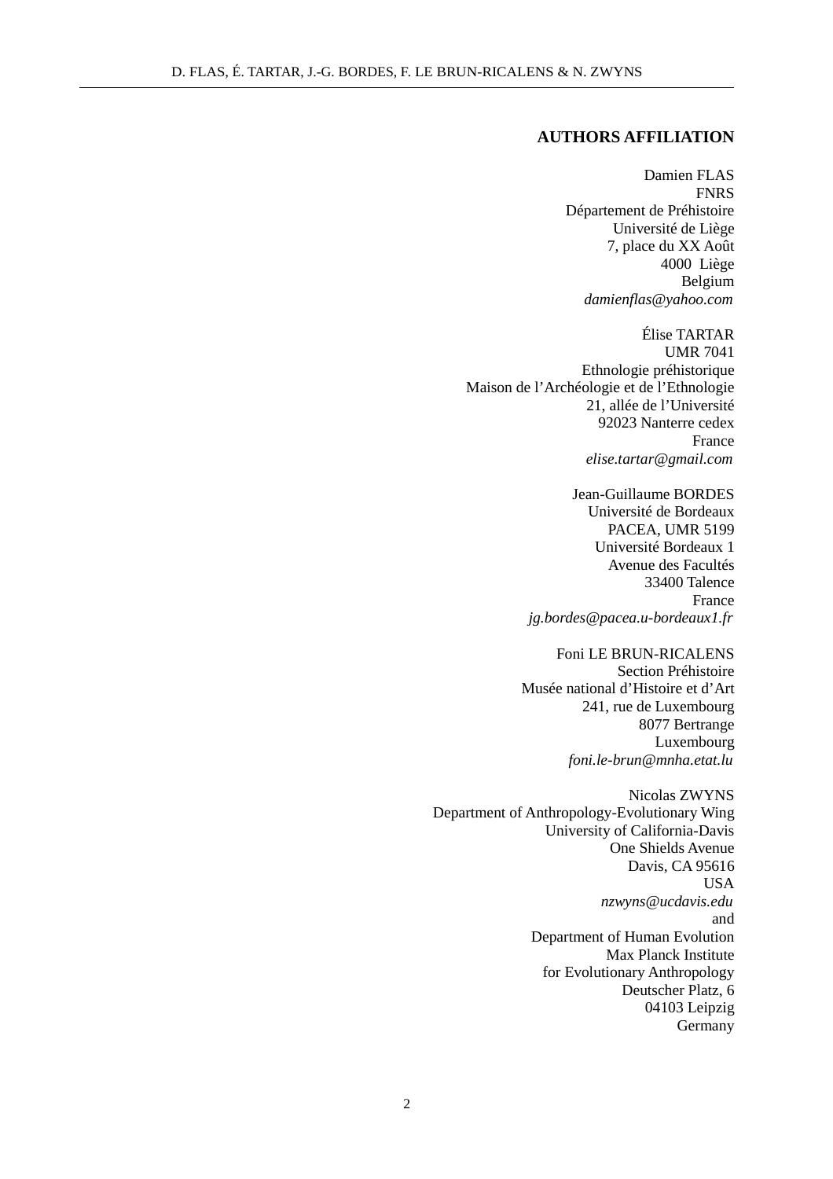## AUTHORS AFFILIATION

Damien FLAS
FNRS
Département de Préhistoire
Université de Liège
7, place du XX Août
4000 Liège
Belgium
*damienflas@yahoo.com*

Élise TARTAR
UMR 7041
Ethnologie préhistorique
Maison de l'Archéologie et de l'Ethnologie
21, allée de l'Université
92023 Nanterre cedex
France
*elise.tartar@gmail.com*

Jean-Guillaume BORDES
Université de Bordeaux
PACEA, UMR 5199
Université Bordeaux 1
Avenue des Facultés
33400 Talence
France
*jg.bordes@pacea.u-bordeaux1.fr*

Foni LE BRUN-RICALENS
Section Préhistoire
Musée national d'Histoire et d'Art
241, rue de Luxembourg
8077 Bertrange
Luxembourg
*foni.le-brun@mnha.etat.lu*

Nicolas ZWYNS
Department of Anthropology-Evolutionary Wing
University of California-Davis
One Shields Avenue
Davis, CA 95616
USA
*nzwyns@ucdavis.edu*
and
Department of Human Evolution
Max Planck Institute
for Evolutionary Anthropology
Deutscher Platz, 6
04103 Leipzig
Germany